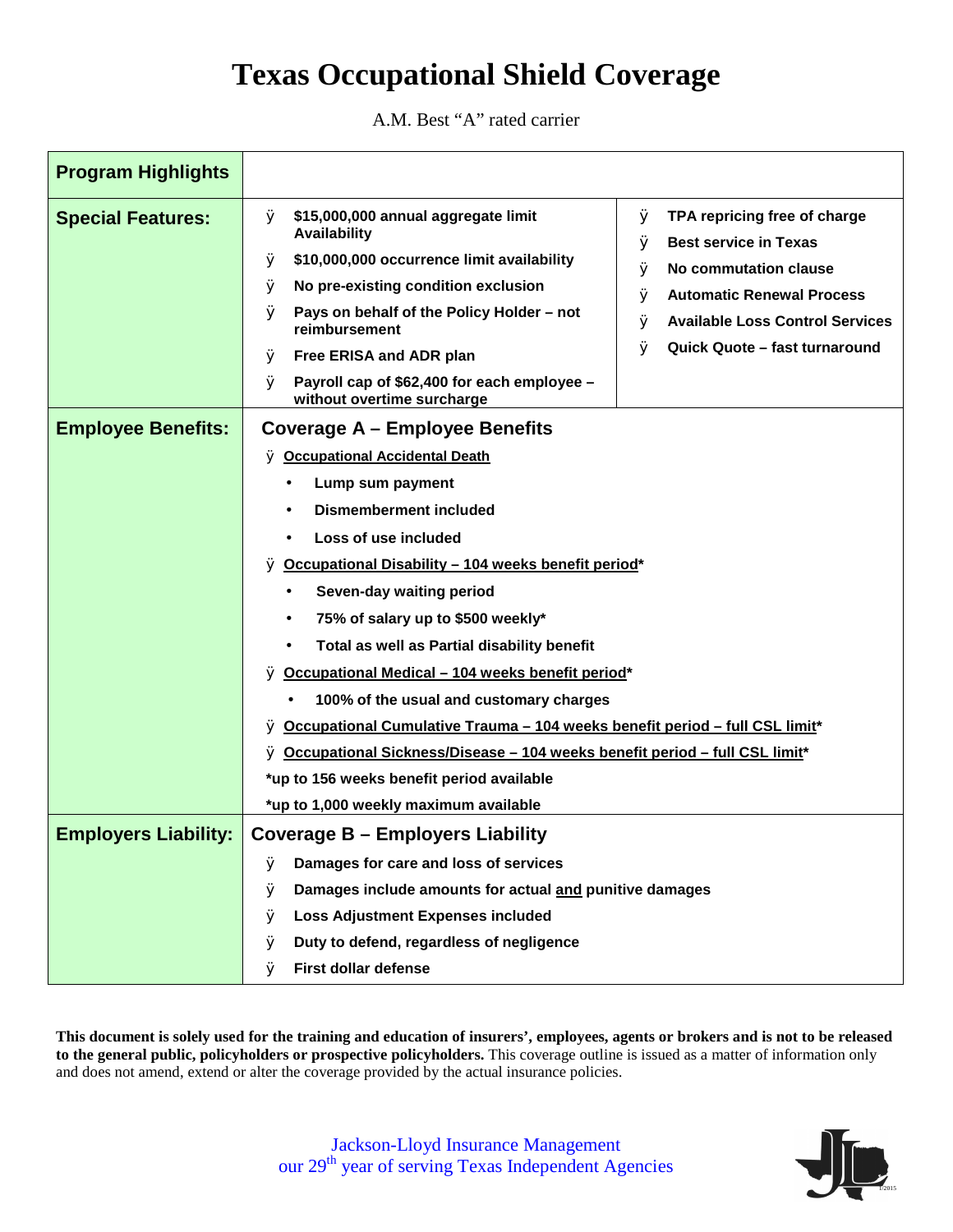# Texas Occupational Shield Coverage

A.M. Best "A" rated carrier

| Program Highlights | | |
|---|---|---|
| **Special Features:** | ÿ **$15,000,000 annual aggregate limit Availability**<br>ÿ **$10,000,000 occurrence limit availability**<br>ÿ **No pre-existing condition exclusion**<br>ÿ **Pays on behalf of the Policy Holder – not reimbursement**<br>ÿ **Free ERISA and ADR plan**<br>ÿ **Payroll cap of $62,400 for each employee – without overtime surcharge** | ÿ **TPA repricing free of charge**<br>ÿ **Best service in Texas**<br>ÿ **No commutation clause**<br>ÿ **Automatic Renewal Process**<br>ÿ **Available Loss Control Services**<br>ÿ **Quick Quote – fast turnaround** |
| **Employee Benefits:** | **Coverage A – Employee Benefits**<br>ÿ **<u>Occupational Accidental Death</u>**<br>• **Lump sum payment**<br>• **Dismemberment included**<br>• **Loss of use included**<br>ÿ **<u>Occupational Disability – 104 weeks benefit period</u>***<br>• **Seven-day waiting period**<br>• **75% of salary up to $500 weekly***<br>• **Total as well as Partial disability benefit**<br>ÿ **<u>Occupational Medical – 104 weeks benefit period</u>***<br>• **100% of the usual and customary charges**<br>ÿ **<u>Occupational Cumulative Trauma – 104 weeks benefit period – full CSL limit</u>***<br>ÿ **<u>Occupational Sickness/Disease – 104 weeks benefit period – full CSL limit</u>***<br>***up to 156 weeks benefit period available**<br>***up to 1,000 weekly maximum available** | |
| **Employers Liability:** | **Coverage B – Employers Liability**<br>ÿ **Damages for care and loss of services**<br>ÿ **Damages include amounts for actual <u>and</u> punitive damages**<br>ÿ **Loss Adjustment Expenses included**<br>ÿ **Duty to defend, regardless of negligence**<br>ÿ **First dollar defense** | |

**This document is solely used for the training and education of insurers', employees, agents or brokers and is not to be released to the general public, policyholders or prospective policyholders.** This coverage outline is issued as a matter of information only and does not amend, extend or alter the coverage provided by the actual insurance policies.

Jackson-Lloyd Insurance Management
our 29th year of serving Texas Independent Agencies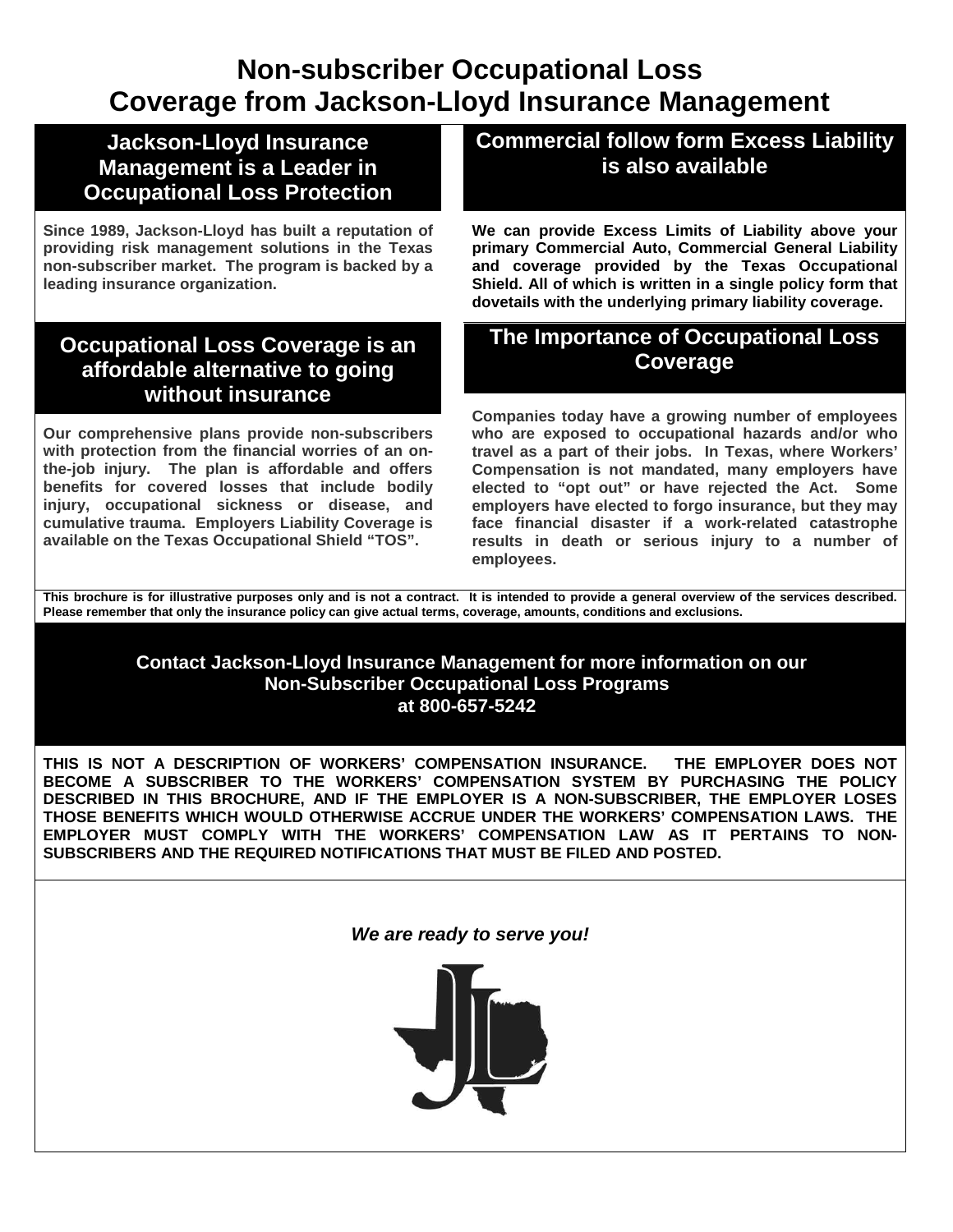# Non-subscriber Occupational Loss Coverage from Jackson-Lloyd Insurance Management

## Jackson-Lloyd Insurance Management is a Leader in Occupational Loss Protection

**Since 1989, Jackson-Lloyd has built a reputation of providing risk management solutions in the Texas non-subscriber market. The program is backed by a leading insurance organization.**

## Occupational Loss Coverage is an affordable alternative to going without insurance

**Our comprehensive plans provide non-subscribers with protection from the financial worries of an on-the-job injury. The plan is affordable and offers benefits for covered losses that include bodily injury, occupational sickness or disease, and cumulative trauma. Employers Liability Coverage is available on the Texas Occupational Shield "TOS".**

## Commercial follow form Excess Liability is also available

**We can provide Excess Limits of Liability above your primary Commercial Auto, Commercial General Liability and coverage provided by the Texas Occupational Shield. All of which is written in a single policy form that dovetails with the underlying primary liability coverage.**

## The Importance of Occupational Loss Coverage

**Companies today have a growing number of employees who are exposed to occupational hazards and/or who travel as a part of their jobs. In Texas, where Workers' Compensation is not mandated, many employers have elected to "opt out" or have rejected the Act. Some employers have elected to forgo insurance, but they may face financial disaster if a work-related catastrophe results in death or serious injury to a number of employees.**

**This brochure is for illustrative purposes only and is not a contract. It is intended to provide a general overview of the services described. Please remember that only the insurance policy can give actual terms, coverage, amounts, conditions and exclusions.**

**Contact Jackson-Lloyd Insurance Management for more information on our Non-Subscriber Occupational Loss Programs at 800-657-5242**

**THIS IS NOT A DESCRIPTION OF WORKERS' COMPENSATION INSURANCE. THE EMPLOYER DOES NOT BECOME A SUBSCRIBER TO THE WORKERS' COMPENSATION SYSTEM BY PURCHASING THE POLICY DESCRIBED IN THIS BROCHURE, AND IF THE EMPLOYER IS A NON-SUBSCRIBER, THE EMPLOYER LOSES THOSE BENEFITS WHICH WOULD OTHERWISE ACCRUE UNDER THE WORKERS' COMPENSATION LAWS. THE EMPLOYER MUST COMPLY WITH THE WORKERS' COMPENSATION LAW AS IT PERTAINS TO NON-SUBSCRIBERS AND THE REQUIRED NOTIFICATIONS THAT MUST BE FILED AND POSTED.**

***We are ready to serve you!***